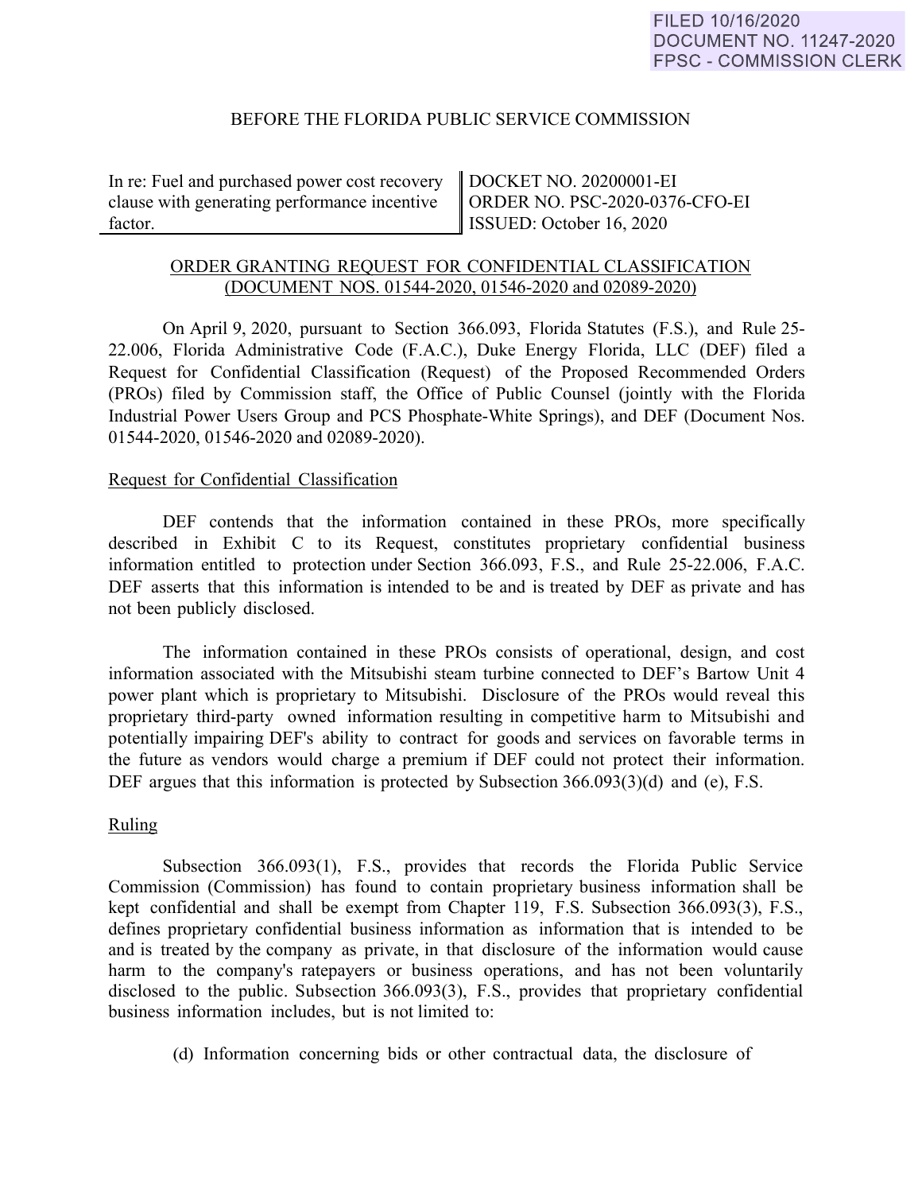FILED 10/16/2020
DOCUMENT NO. 11247-2020
FPSC - COMMISSION CLERK

BEFORE THE FLORIDA PUBLIC SERVICE COMMISSION

| In re: Fuel and purchased power cost recovery clause with generating performance incentive factor. | DOCKET NO. 20200001-EI<br>ORDER NO. PSC-2020-0376-CFO-EI<br>ISSUED: October 16, 2020 |
|---|---|

ORDER GRANTING REQUEST FOR CONFIDENTIAL CLASSIFICATION
(DOCUMENT NOS. 01544-2020, 01546-2020 and 02089-2020)

On April 9, 2020, pursuant to Section 366.093, Florida Statutes (F.S.), and Rule 25-22.006, Florida Administrative Code (F.A.C.), Duke Energy Florida, LLC (DEF) filed a Request for Confidential Classification (Request) of the Proposed Recommended Orders (PROs) filed by Commission staff, the Office of Public Counsel (jointly with the Florida Industrial Power Users Group and PCS Phosphate-White Springs), and DEF (Document Nos. 01544-2020, 01546-2020 and 02089-2020).

Request for Confidential Classification

DEF contends that the information contained in these PROs, more specifically described in Exhibit C to its Request, constitutes proprietary confidential business information entitled to protection under Section 366.093, F.S., and Rule 25-22.006, F.A.C. DEF asserts that this information is intended to be and is treated by DEF as private and has not been publicly disclosed.

The information contained in these PROs consists of operational, design, and cost information associated with the Mitsubishi steam turbine connected to DEF's Bartow Unit 4 power plant which is proprietary to Mitsubishi. Disclosure of the PROs would reveal this proprietary third-party owned information resulting in competitive harm to Mitsubishi and potentially impairing DEF's ability to contract for goods and services on favorable terms in the future as vendors would charge a premium if DEF could not protect their information. DEF argues that this information is protected by Subsection 366.093(3)(d) and (e), F.S.

Ruling

Subsection 366.093(1), F.S., provides that records the Florida Public Service Commission (Commission) has found to contain proprietary business information shall be kept confidential and shall be exempt from Chapter 119, F.S. Subsection 366.093(3), F.S., defines proprietary confidential business information as information that is intended to be and is treated by the company as private, in that disclosure of the information would cause harm to the company's ratepayers or business operations, and has not been voluntarily disclosed to the public. Subsection 366.093(3), F.S., provides that proprietary confidential business information includes, but is not limited to:

(d) Information concerning bids or other contractual data, the disclosure of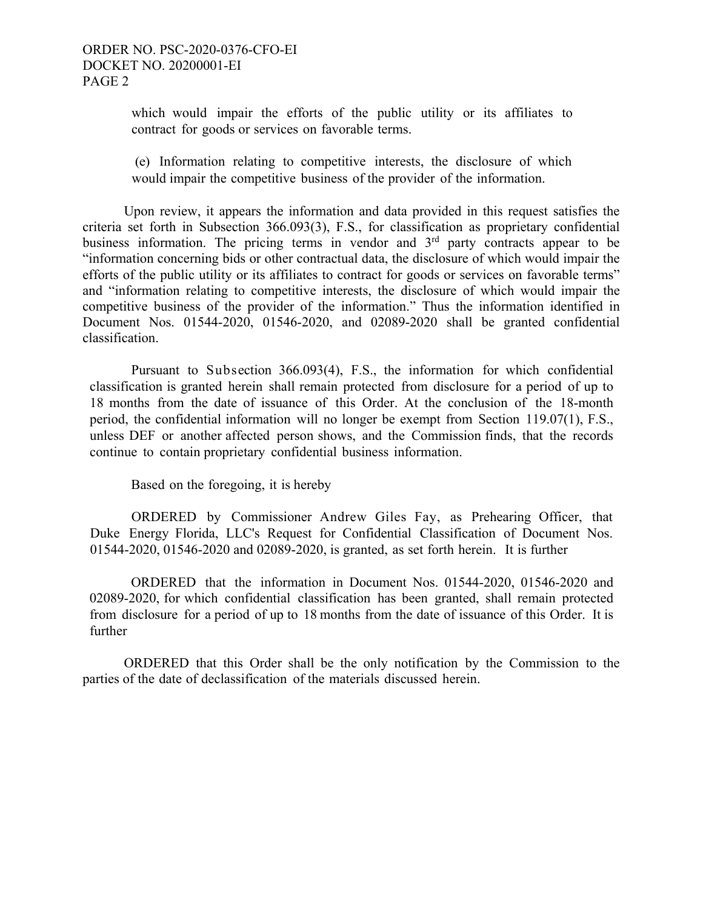which would impair the efforts of the public utility or its affiliates to contract for goods or services on favorable terms.

(e) Information relating to competitive interests, the disclosure of which would impair the competitive business of the provider of the information.

Upon review, it appears the information and data provided in this request satisfies the criteria set forth in Subsection 366.093(3), F.S., for classification as proprietary confidential business information. The pricing terms in vendor and 3rd party contracts appear to be "information concerning bids or other contractual data, the disclosure of which would impair the efforts of the public utility or its affiliates to contract for goods or services on favorable terms" and "information relating to competitive interests, the disclosure of which would impair the competitive business of the provider of the information." Thus the information identified in Document Nos. 01544-2020, 01546-2020, and 02089-2020 shall be granted confidential classification.

Pursuant to Subsection 366.093(4), F.S., the information for which confidential classification is granted herein shall remain protected from disclosure for a period of up to 18 months from the date of issuance of this Order. At the conclusion of the 18-month period, the confidential information will no longer be exempt from Section 119.07(1), F.S., unless DEF or another affected person shows, and the Commission finds, that the records continue to contain proprietary confidential business information.

Based on the foregoing, it is hereby

ORDERED by Commissioner Andrew Giles Fay, as Prehearing Officer, that Duke Energy Florida, LLC's Request for Confidential Classification of Document Nos. 01544-2020, 01546-2020 and 02089-2020, is granted, as set forth herein. It is further

ORDERED that the information in Document Nos. 01544-2020, 01546-2020 and 02089-2020, for which confidential classification has been granted, shall remain protected from disclosure for a period of up to 18 months from the date of issuance of this Order. It is further

ORDERED that this Order shall be the only notification by the Commission to the parties of the date of declassification of the materials discussed herein.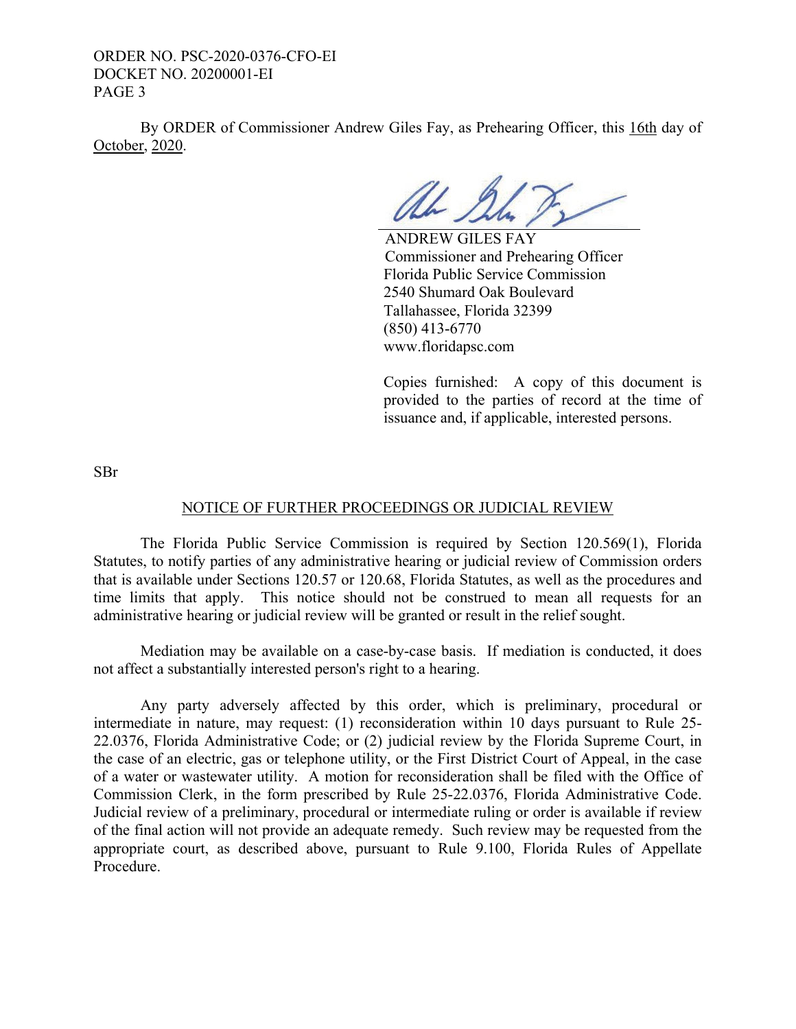By ORDER of Commissioner Andrew Giles Fay, as Prehearing Officer, this 16th day of October, 2020.

ANDREW GILES FAY
Commissioner and Prehearing Officer
Florida Public Service Commission
2540 Shumard Oak Boulevard
Tallahassee, Florida 32399
(850) 413-6770
www.floridapsc.com

Copies furnished: A copy of this document is provided to the parties of record at the time of issuance and, if applicable, interested persons.

SBr

## NOTICE OF FURTHER PROCEEDINGS OR JUDICIAL REVIEW

The Florida Public Service Commission is required by Section 120.569(1), Florida Statutes, to notify parties of any administrative hearing or judicial review of Commission orders that is available under Sections 120.57 or 120.68, Florida Statutes, as well as the procedures and time limits that apply. This notice should not be construed to mean all requests for an administrative hearing or judicial review will be granted or result in the relief sought.

Mediation may be available on a case-by-case basis. If mediation is conducted, it does not affect a substantially interested person's right to a hearing.

Any party adversely affected by this order, which is preliminary, procedural or intermediate in nature, may request: (1) reconsideration within 10 days pursuant to Rule 25-22.0376, Florida Administrative Code; or (2) judicial review by the Florida Supreme Court, in the case of an electric, gas or telephone utility, or the First District Court of Appeal, in the case of a water or wastewater utility. A motion for reconsideration shall be filed with the Office of Commission Clerk, in the form prescribed by Rule 25-22.0376, Florida Administrative Code. Judicial review of a preliminary, procedural or intermediate ruling or order is available if review of the final action will not provide an adequate remedy. Such review may be requested from the appropriate court, as described above, pursuant to Rule 9.100, Florida Rules of Appellate Procedure.